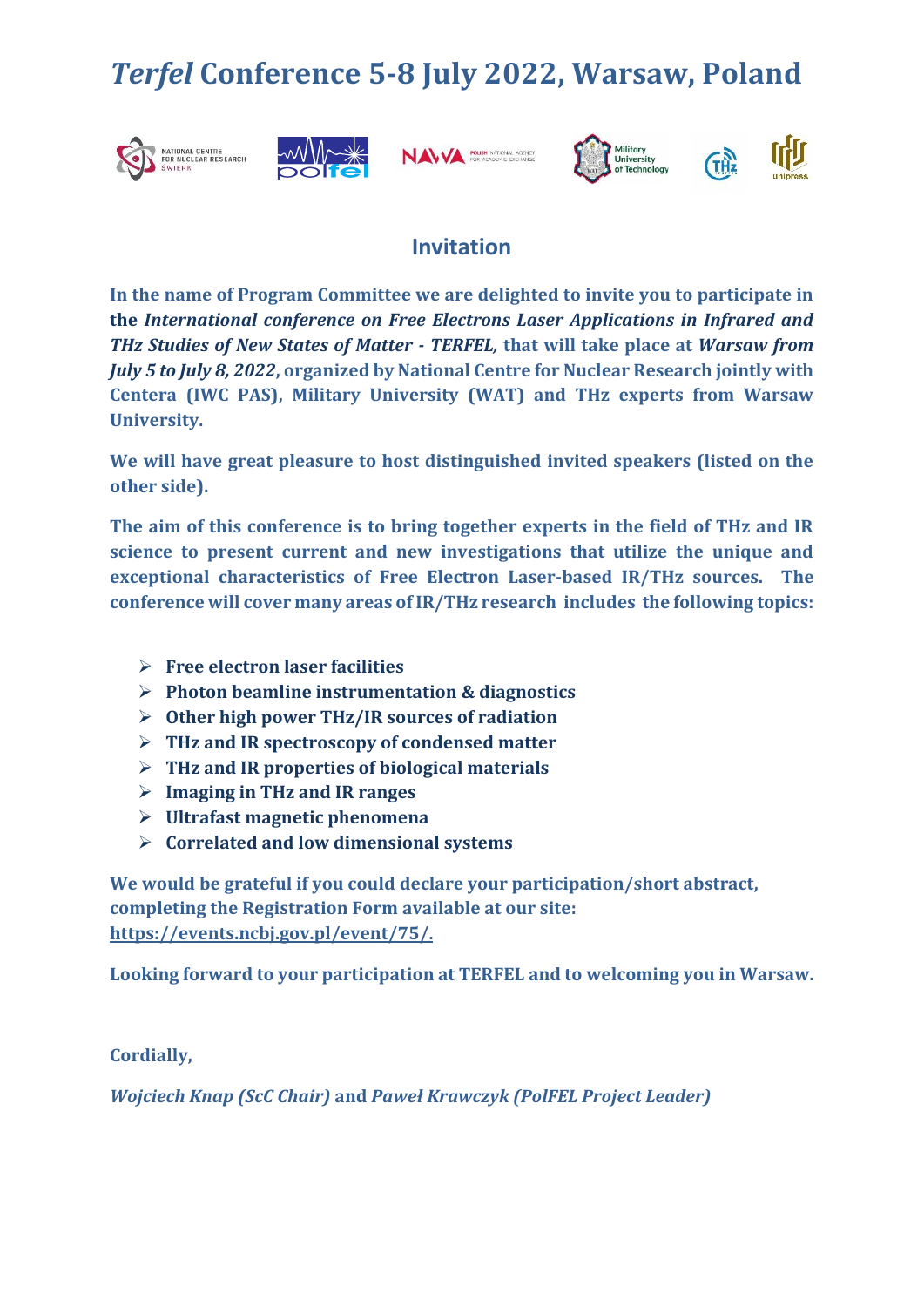# *Terfel* Conference 5-8 July 2022, Warsaw, Poland

## Invitation

In the name of Program Committee we are delighted to invite you to participate in **the** ***International conference on Free Electrons Laser Applications in Infrared and THz Studies of New States of Matter - TERFEL,*** that will take place at ***Warsaw from July 5 to July 8, 2022***, organized by National Centre for Nuclear Research jointly with Centera (IWC PAS), Military University (WAT) and THz experts from Warsaw University.

We will have great pleasure to host distinguished invited speakers (listed on the other side).

The aim of this conference is to bring together experts in the field of THz and IR science to present current and new investigations that utilize the unique and exceptional characteristics of Free Electron Laser-based IR/THz sources. The conference will cover many areas of IR/THz research includes the following topics:

- **Free electron laser facilities**
- **Photon beamline instrumentation & diagnostics**
- **Other high power THz/IR sources of radiation**
- **THz and IR spectroscopy of condensed matter**
- **THz and IR properties of biological materials**
- **Imaging in THz and IR ranges**
- **Ultrafast magnetic phenomena**
- **Correlated and low dimensional systems**

We would be grateful if you could declare your participation/short abstract, completing the Registration Form available at our site: https://events.ncbj.gov.pl/event/75/.

Looking forward to your participation at TERFEL and to welcoming you in Warsaw.

Cordially,

*Wojciech Knap (ScC Chair)* and *Paweł Krawczyk (PolFEL Project Leader)*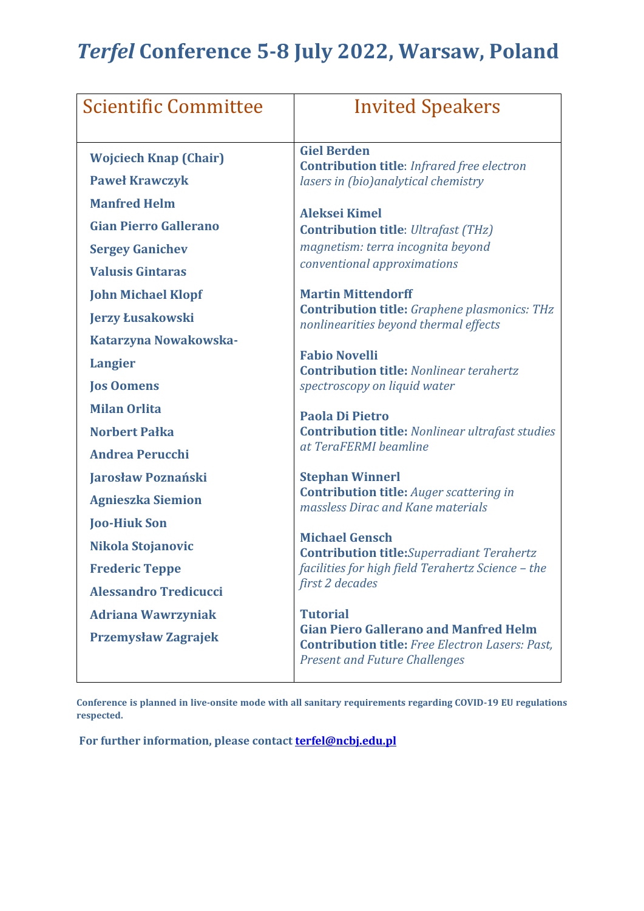# *Terfel* Conference 5-8 July 2022, Warsaw, Poland

| Scientific Committee | Invited Speakers |
|---|---|
| **Wojciech Knap (Chair)**<br>**Paweł Krawczyk**<br>**Manfred Helm**<br>**Gian Pierro Gallerano**<br>**Sergey Ganichev**<br>**Valusis Gintaras**<br>**John Michael Klopf**<br>**Jerzy Łusakowski**<br>**Katarzyna Nowakowska-Langier**<br>**Jos Oomens**<br>**Milan Orlita**<br>**Norbert Pałka**<br>**Andrea Perucchi**<br>**Jarosław Poznański**<br>**Agnieszka Siemion**<br>**Joo-Hiuk Son**<br>**Nikola Stojanovic**<br>**Frederic Teppe**<br>**Alessandro Tredicucci**<br>**Adriana Wawrzyniak**<br>**Przemysław Zagrajek** | **Giel Berden**<br>**Contribution title**: *Infrared free electron lasers in (bio)analytical chemistry*<br><br>**Aleksei Kimel**<br>**Contribution title**: *Ultrafast (THz) magnetism: terra incognita beyond conventional approximations*<br><br>**Martin Mittendorff**<br>**Contribution title:** *Graphene plasmonics: THz nonlinearities beyond thermal effects*<br><br>**Fabio Novelli**<br>**Contribution title:** *Nonlinear terahertz spectroscopy on liquid water*<br><br>**Paola Di Pietro**<br>**Contribution title:** *Nonlinear ultrafast studies at TeraFERMI beamline*<br><br>**Stephan Winnerl**<br>**Contribution title:** *Auger scattering in massless Dirac and Kane materials*<br><br>**Michael Gensch**<br>**Contribution title:***Superradiant Terahertz facilities for high field Terahertz Science – the first 2 decades*<br><br>**Tutorial**<br>**Gian Piero Gallerano and Manfred Helm**<br>**Contribution title:** *Free Electron Lasers: Past, Present and Future Challenges* |

**Conference is planned in live-onsite mode with all sanitary requirements regarding COVID-19 EU regulations respected.**

**For further information, please contact terfel@ncbj.edu.pl**